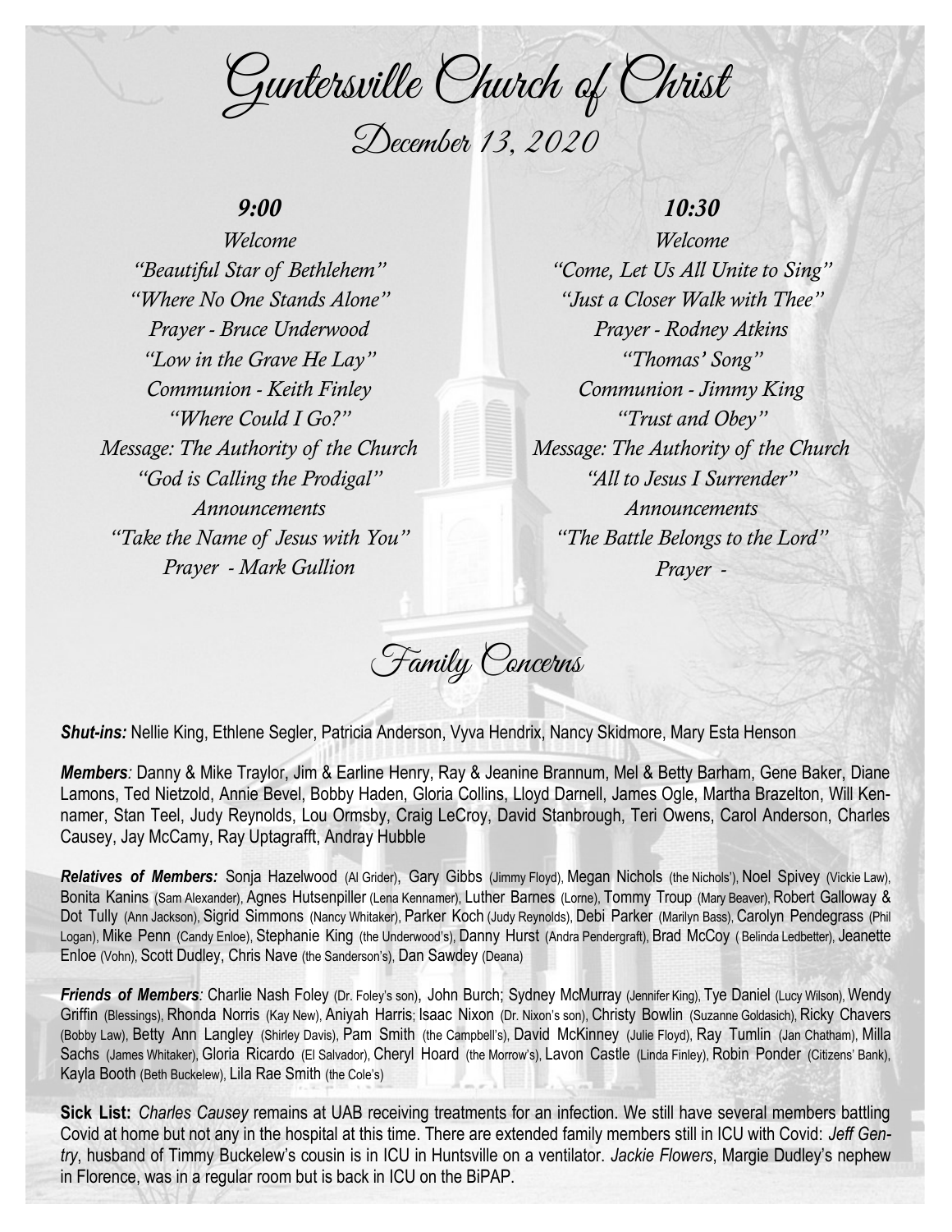# Guntersville Church of Christ

## December 13, 2020

### *9:00*

*Welcome*
*"Beautiful Star of Bethlehem"*
*"Where No One Stands Alone"*
*Prayer - Bruce Underwood*
*"Low in the Grave He Lay"*
*Communion - Keith Finley*
*"Where Could I Go?"*
*Message: The Authority of the Church*
*"God is Calling the Prodigal"*
*Announcements*
*"Take the Name of Jesus with You"*
*Prayer - Mark Gullion*

### *10:30*

*Welcome*
*"Come, Let Us All Unite to Sing"*
*"Just a Closer Walk with Thee"*
*Prayer - Rodney Atkins*
*"Thomas' Song"*
*Communion - Jimmy King*
*"Trust and Obey"*
*Message: The Authority of the Church*
*"All to Jesus I Surrender"*
*Announcements*
*"The Battle Belongs to the Lord"*
*Prayer -*

## Family Concerns

***Shut-ins:*** Nellie King, Ethlene Segler, Patricia Anderson, Vyva Hendrix, Nancy Skidmore, Mary Esta Henson

***Members**:* Danny & Mike Traylor, Jim & Earline Henry, Ray & Jeanine Brannum, Mel & Betty Barham, Gene Baker, Diane Lamons, Ted Nietzold, Annie Bevel, Bobby Haden, Gloria Collins, Lloyd Darnell, James Ogle, Martha Brazelton, Will Kennamer, Stan Teel, Judy Reynolds, Lou Ormsby, Craig LeCroy, David Stanbrough, Teri Owens, Carol Anderson, Charles Causey, Jay McCamy, Ray Uptagrafft, Andray Hubble

***Relatives of Members:*** Sonja Hazelwood (Al Grider), Gary Gibbs (Jimmy Floyd), Megan Nichols (the Nichols'), Noel Spivey (Vickie Law), Bonita Kanins (Sam Alexander), Agnes Hutsenpiller (Lena Kennamer), Luther Barnes (Lorne), Tommy Troup (Mary Beaver), Robert Galloway & Dot Tully (Ann Jackson), Sigrid Simmons (Nancy Whitaker), Parker Koch (Judy Reynolds), Debi Parker (Marilyn Bass), Carolyn Pendegrass (Phil Logan), Mike Penn (Candy Enloe), Stephanie King (the Underwood's), Danny Hurst (Andra Pendergraft), Brad McCoy ( Belinda Ledbetter), Jeanette Enloe (Vohn), Scott Dudley, Chris Nave (the Sanderson's), Dan Sawdey (Deana)

***Friends of Members**:* Charlie Nash Foley (Dr. Foley's son), John Burch; Sydney McMurray (Jennifer King), Tye Daniel (Lucy Wilson), Wendy Griffin (Blessings), Rhonda Norris (Kay New), Aniyah Harris; Isaac Nixon (Dr. Nixon's son), Christy Bowlin (Suzanne Goldasich), Ricky Chavers (Bobby Law), Betty Ann Langley (Shirley Davis), Pam Smith (the Campbell's), David McKinney (Julie Floyd), Ray Tumlin (Jan Chatham), Milla Sachs (James Whitaker), Gloria Ricardo (El Salvador), Cheryl Hoard (the Morrow's), Lavon Castle (Linda Finley), Robin Ponder (Citizens' Bank), Kayla Booth (Beth Buckelew), Lila Rae Smith (the Cole's)

**Sick List:** *Charles Causey* remains at UAB receiving treatments for an infection. We still have several members battling Covid at home but not any in the hospital at this time. There are extended family members still in ICU with Covid: *Jeff Gentry*, husband of Timmy Buckelew's cousin is in ICU in Huntsville on a ventilator. *Jackie Flowers*, Margie Dudley's nephew in Florence, was in a regular room but is back in ICU on the BiPAP.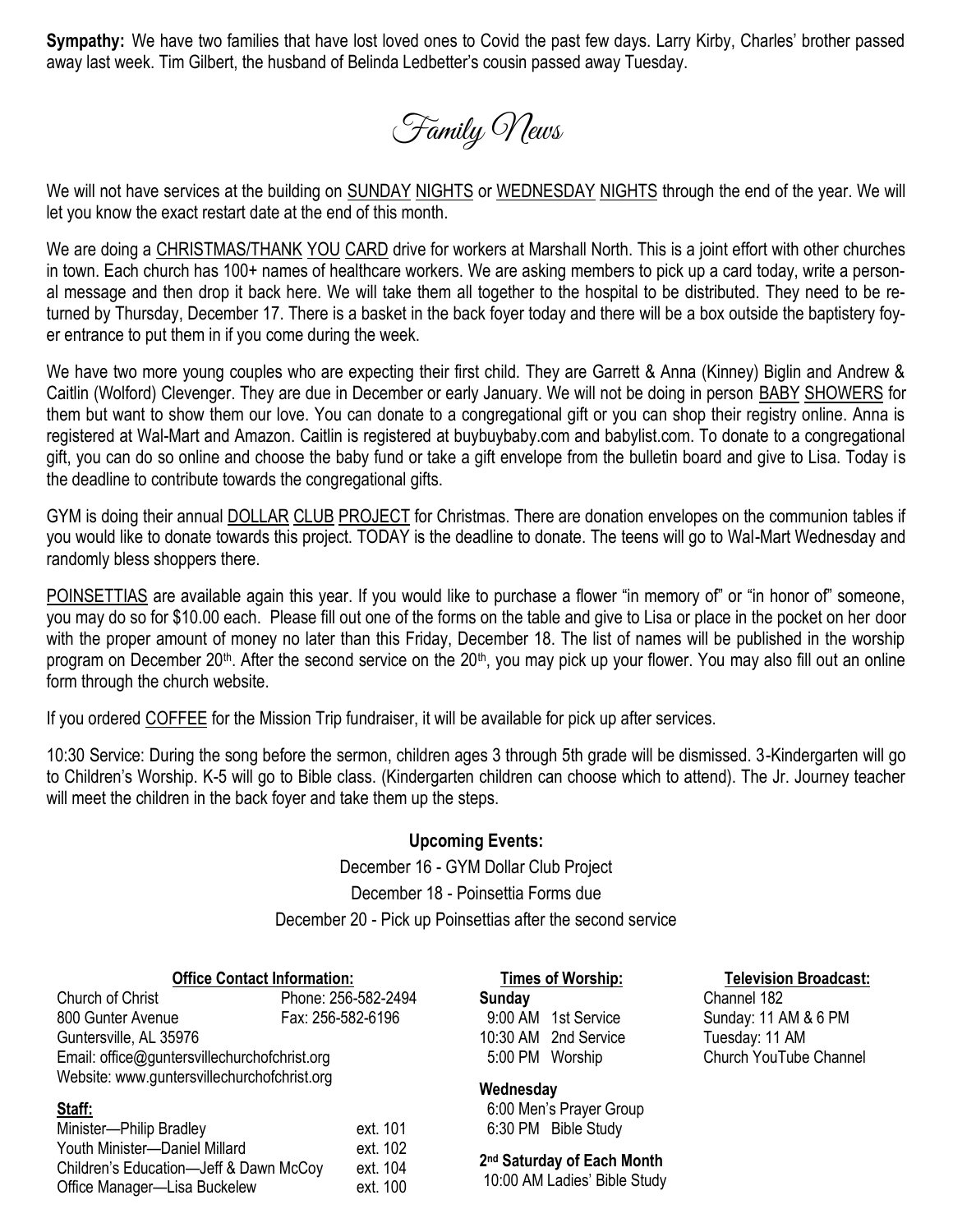**Sympathy:** We have two families that have lost loved ones to Covid the past few days. Larry Kirby, Charles' brother passed away last week. Tim Gilbert, the husband of Belinda Ledbetter's cousin passed away Tuesday.

# Family News

We will not have services at the building on SUNDAY NIGHTS or WEDNESDAY NIGHTS through the end of the year. We will let you know the exact restart date at the end of this month.

We are doing a CHRISTMAS/THANK YOU CARD drive for workers at Marshall North. This is a joint effort with other churches in town. Each church has 100+ names of healthcare workers. We are asking members to pick up a card today, write a personal message and then drop it back here. We will take them all together to the hospital to be distributed. They need to be returned by Thursday, December 17. There is a basket in the back foyer today and there will be a box outside the baptistery foyer entrance to put them in if you come during the week.

We have two more young couples who are expecting their first child. They are Garrett & Anna (Kinney) Biglin and Andrew & Caitlin (Wolford) Clevenger. They are due in December or early January. We will not be doing in person BABY SHOWERS for them but want to show them our love. You can donate to a congregational gift or you can shop their registry online. Anna is registered at Wal-Mart and Amazon. Caitlin is registered at buybuybaby.com and babylist.com. To donate to a congregational gift, you can do so online and choose the baby fund or take a gift envelope from the bulletin board and give to Lisa. Today is the deadline to contribute towards the congregational gifts.

GYM is doing their annual DOLLAR CLUB PROJECT for Christmas. There are donation envelopes on the communion tables if you would like to donate towards this project. TODAY is the deadline to donate. The teens will go to Wal-Mart Wednesday and randomly bless shoppers there.

POINSETTIAS are available again this year. If you would like to purchase a flower "in memory of" or "in honor of" someone, you may do so for $10.00 each. Please fill out one of the forms on the table and give to Lisa or place in the pocket on her door with the proper amount of money no later than this Friday, December 18. The list of names will be published in the worship program on December 20th. After the second service on the 20th, you may pick up your flower. You may also fill out an online form through the church website.

If you ordered COFFEE for the Mission Trip fundraiser, it will be available for pick up after services.

10:30 Service: During the song before the sermon, children ages 3 through 5th grade will be dismissed. 3-Kindergarten will go to Children's Worship. K-5 will go to Bible class. (Kindergarten children can choose which to attend). The Jr. Journey teacher will meet the children in the back foyer and take them up the steps.

**Upcoming Events:**

December 16 - GYM Dollar Club Project

December 18 - Poinsettia Forms due

December 20 - Pick up Poinsettias after the second service

**Office Contact Information:**

Church of Christ — Phone: 256-582-2494
800 Gunter Avenue — Fax: 256-582-6196
Guntersville, AL 35976
Email: office@guntersvillechurchofchrist.org
Website: www.guntersvillechurchofchrist.org

**Staff:**

| | |
|---|---|
| Minister—Philip Bradley | ext. 101 |
| Youth Minister—Daniel Millard | ext. 102 |
| Children's Education—Jeff & Dawn McCoy | ext. 104 |
| Office Manager—Lisa Buckelew | ext. 100 |

**Times of Worship:**

**Sunday**
9:00 AM 1st Service
10:30 AM 2nd Service
5:00 PM Worship

**Wednesday**
6:00 Men's Prayer Group
6:30 PM Bible Study

**2nd Saturday of Each Month**
10:00 AM Ladies' Bible Study

**Television Broadcast:**

Channel 182
Sunday: 11 AM & 6 PM
Tuesday: 11 AM
Church YouTube Channel